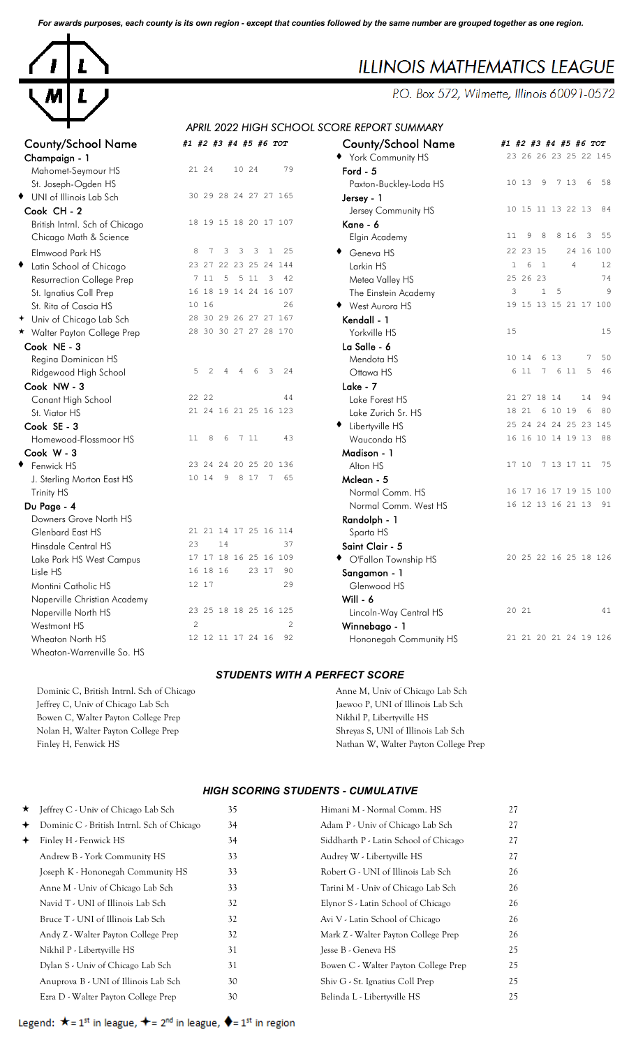*For awards purposes, each county is its own region - except that counties followed by the same number are grouped together as one region.*

# ILLINOIS MATHEMATICS LEAGUE

P.O. Box 572, Wilmette, Illinois 60091-0572

## *APRIL 2022 HIGH SCHOOL SCORE REPORT SUMMARY*

| County/School Name | #1 | #2 | #3 | #4 | #5 | #6 | TOT |
|---|---|---|---|---|---|---|---|
| **Champaign - 1** | | | | | | | |
| Mahomet-Seymour HS | 21 | 24 | | 10 | 24 | | 79 |
| St. Joseph-Ogden HS | | | | | | | |
| ♦ UNI of Illinois Lab Sch | 30 | 29 | 28 | 24 | 27 | 27 | 165 |
| **Cook CH - 2** | | | | | | | |
| British Intrnl. Sch of Chicago | 18 | 19 | 15 | 18 | 20 | 17 | 107 |
| Chicago Math & Science | | | | | | | |
| Elmwood Park HS | 8 | 7 | 3 | 3 | 3 | 1 | 25 |
| ♦ Latin School of Chicago | 23 | 27 | 22 | 23 | 25 | 24 | 144 |
| Resurrection College Prep | 7 | 11 | 5 | 5 | 11 | 3 | 42 |
| St. Ignatius Coll Prep | 16 | 18 | 19 | 14 | 24 | 16 | 107 |
| St. Rita of Cascia HS | 10 | 16 | | | | | 26 |
| ✦ Univ of Chicago Lab Sch | 28 | 30 | 29 | 26 | 27 | 27 | 167 |
| ★ Walter Payton College Prep | 28 | 30 | 30 | 27 | 27 | 28 | 170 |
| **Cook NE - 3** | | | | | | | |
| Regina Dominican HS | | | | | | | |
| Ridgewood High School | 5 | 2 | 4 | 4 | 6 | 3 | 24 |
| **Cook NW - 3** | | | | | | | |
| Conant High School | 22 | 22 | | | | | 44 |
| St. Viator HS | 21 | 24 | 16 | 21 | 25 | 16 | 123 |
| **Cook SE - 3** | | | | | | | |
| Homewood-Flossmoor HS | 11 | 8 | 6 | 7 | 11 | | 43 |
| **Cook W - 3** | | | | | | | |
| ♦ Fenwick HS | 23 | 24 | 24 | 20 | 25 | 20 | 136 |
| J. Sterling Morton East HS | 10 | 14 | 9 | 8 | 17 | 7 | 65 |
| Trinity HS | | | | | | | |
| **Du Page - 4** | | | | | | | |
| Downers Grove North HS | | | | | | | |
| Glenbard East HS | 21 | 21 | 14 | 17 | 25 | 16 | 114 |
| Hinsdale Central HS | 23 | | 14 | | | | 37 |
| Lake Park HS West Campus | 17 | 17 | 18 | 16 | 25 | 16 | 109 |
| Lisle HS | 16 | 18 | 16 | | 23 | 17 | 90 |
| Montini Catholic HS | 12 | 17 | | | | | 29 |
| Naperville Christian Academy | | | | | | | |
| Naperville North HS | 23 | 25 | 18 | 18 | 25 | 16 | 125 |
| Westmont HS | 2 | | | | | | 2 |
| Wheaton North HS | 12 | 12 | 11 | 17 | 24 | 16 | 92 |
| Wheaton-Warrenville So. HS | | | | | | | |
| ♦ York Community HS | 23 | 26 | 26 | 23 | 25 | 22 | 145 |
| **Ford - 5** | | | | | | | |
| Paxton-Buckley-Loda HS | 10 | 13 | 9 | 7 | 13 | 6 | 58 |
| **Jersey - 1** | | | | | | | |
| Jersey Community HS | 10 | 15 | 11 | 13 | 22 | 13 | 84 |
| **Kane - 6** | | | | | | | |
| Elgin Academy | 11 | 9 | 8 | 8 | 16 | 3 | 55 |
| ♦ Geneva HS | 22 | 23 | 15 | | 24 | 16 | 100 |
| Larkin HS | 1 | 6 | 1 | | 4 | | 12 |
| Metea Valley HS | 25 | 26 | 23 | | | | 74 |
| The Einstein Academy | 3 | | 1 | 5 | | | 9 |
| ♦ West Aurora HS | 19 | 15 | 13 | 15 | 21 | 17 | 100 |
| **Kendall - 1** | | | | | | | |
| Yorkville HS | 15 | | | | | | 15 |
| **La Salle - 6** | | | | | | | |
| Mendota HS | 10 | 14 | 6 | 13 | | 7 | 50 |
| Ottawa HS | 6 | 11 | 7 | 6 | 11 | 5 | 46 |
| **Lake - 7** | | | | | | | |
| Lake Forest HS | 21 | 27 | 18 | 14 | | 14 | 94 |
| Lake Zurich Sr. HS | 18 | 21 | 6 | 10 | 19 | 6 | 80 |
| ♦ Libertyville HS | 25 | 24 | 24 | 24 | 25 | 23 | 145 |
| Wauconda HS | 16 | 16 | 10 | 14 | 19 | 13 | 88 |
| **Madison - 1** | | | | | | | |
| Alton HS | 17 | 10 | 7 | 13 | 17 | 11 | 75 |
| **Mclean - 5** | | | | | | | |
| Normal Comm. HS | 16 | 17 | 16 | 17 | 19 | 15 | 100 |
| Normal Comm. West HS | 16 | 12 | 13 | 16 | 21 | 13 | 91 |
| **Randolph - 1** | | | | | | | |
| Sparta HS | | | | | | | |
| **Saint Clair - 5** | | | | | | | |
| ♦ O'Fallon Township HS | 20 | 25 | 22 | 16 | 25 | 18 | 126 |
| **Sangamon - 1** | | | | | | | |
| Glenwood HS | | | | | | | |
| **Will - 6** | | | | | | | |
| Lincoln-Way Central HS | 20 | 21 | | | | | 41 |
| **Winnebago - 1** | | | | | | | |
| Hononegah Community HS | 21 | 21 | 20 | 21 | 24 | 19 | 126 |

### *STUDENTS WITH A PERFECT SCORE*

- Dominic C, British Intrnl. Sch of Chicago
- Jeffrey C, Univ of Chicago Lab Sch
- Bowen C, Walter Payton College Prep
- Nolan H, Walter Payton College Prep
- Finley H, Fenwick HS
- Anne M, Univ of Chicago Lab Sch
- Jaewoo P, UNI of Illinois Lab Sch
- Nikhil P, Libertyville HS
- Shreyas S, UNI of Illinois Lab Sch
- Nathan W, Walter Payton College Prep

### *HIGH SCORING STUDENTS - CUMULATIVE*

| | |
|---|---|
| ★ Jeffrey C - Univ of Chicago Lab Sch | 35 |
| ✦ Dominic C - British Intrnl. Sch of Chicago | 34 |
| ✦ Finley H - Fenwick HS | 34 |
| Andrew B - York Community HS | 33 |
| Joseph K - Hononegah Community HS | 33 |
| Anne M - Univ of Chicago Lab Sch | 33 |
| Navid T - UNI of Illinois Lab Sch | 32 |
| Bruce T - UNI of Illinois Lab Sch | 32 |
| Andy Z - Walter Payton College Prep | 32 |
| Nikhil P - Libertyville HS | 31 |
| Dylan S - Univ of Chicago Lab Sch | 31 |
| Anuprova B - UNI of Illinois Lab Sch | 30 |
| Ezra D - Walter Payton College Prep | 30 |
| Himani M - Normal Comm. HS | 27 |
| Adam P - Univ of Chicago Lab Sch | 27 |
| Siddharth P - Latin School of Chicago | 27 |
| Audrey W - Libertyville HS | 27 |
| Robert G - UNI of Illinois Lab Sch | 26 |
| Tarini M - Univ of Chicago Lab Sch | 26 |
| Elynor S - Latin School of Chicago | 26 |
| Avi V - Latin School of Chicago | 26 |
| Mark Z - Walter Payton College Prep | 26 |
| Jesse B - Geneva HS | 25 |
| Bowen C - Walter Payton College Prep | 25 |
| Shiv G - St. Ignatius Coll Prep | 25 |
| Belinda L - Libertyville HS | 25 |

Legend: ★ = 1st in league, ✦ = 2nd in league, ♦ = 1st in region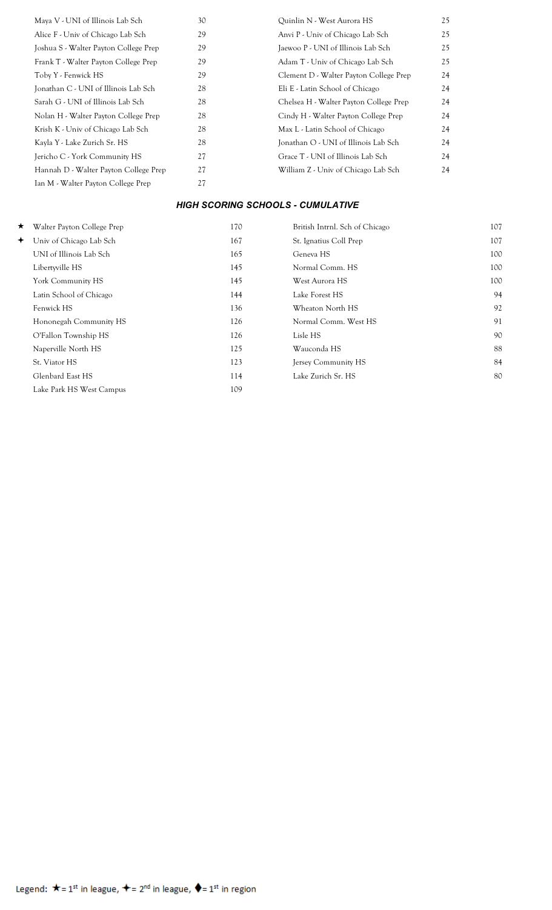| | | | |
|---|---|---|---|
| Maya V - UNI of Illinois Lab Sch | 30 | Quinlin N - West Aurora HS | 25 |
| Alice F - Univ of Chicago Lab Sch | 29 | Anvi P - Univ of Chicago Lab Sch | 25 |
| Joshua S - Walter Payton College Prep | 29 | Jaewoo P - UNI of Illinois Lab Sch | 25 |
| Frank T - Walter Payton College Prep | 29 | Adam T - Univ of Chicago Lab Sch | 25 |
| Toby Y - Fenwick HS | 29 | Clement D - Walter Payton College Prep | 24 |
| Jonathan C - UNI of Illinois Lab Sch | 28 | Eli E - Latin School of Chicago | 24 |
| Sarah G - UNI of Illinois Lab Sch | 28 | Chelsea H - Walter Payton College Prep | 24 |
| Nolan H - Walter Payton College Prep | 28 | Cindy H - Walter Payton College Prep | 24 |
| Krish K - Univ of Chicago Lab Sch | 28 | Max L - Latin School of Chicago | 24 |
| Kayla Y - Lake Zurich Sr. HS | 28 | Jonathan O - UNI of Illinois Lab Sch | 24 |
| Jericho C - York Community HS | 27 | Grace T - UNI of Illinois Lab Sch | 24 |
| Hannah D - Walter Payton College Prep | 27 | William Z - Univ of Chicago Lab Sch | 24 |
| Ian M - Walter Payton College Prep | 27 | | |

## *HIGH SCORING SCHOOLS - CUMULATIVE*

| | | | | |
|---|---|---|---|---|
| ★ | Walter Payton College Prep | 170 | British Intrnl. Sch of Chicago | 107 |
| ✦ | Univ of Chicago Lab Sch | 167 | St. Ignatius Coll Prep | 107 |
| | UNI of Illinois Lab Sch | 165 | Geneva HS | 100 |
| | Libertyville HS | 145 | Normal Comm. HS | 100 |
| | York Community HS | 145 | West Aurora HS | 100 |
| | Latin School of Chicago | 144 | Lake Forest HS | 94 |
| | Fenwick HS | 136 | Wheaton North HS | 92 |
| | Hononegah Community HS | 126 | Normal Comm. West HS | 91 |
| | O'Fallon Township HS | 126 | Lisle HS | 90 |
| | Naperville North HS | 125 | Wauconda HS | 88 |
| | St. Viator HS | 123 | Jersey Community HS | 84 |
| | Glenbard East HS | 114 | Lake Zurich Sr. HS | 80 |
| | Lake Park HS West Campus | 109 | | |

Legend: ★ = 1st in league, ✦ = 2nd in league, ♦ = 1st in region